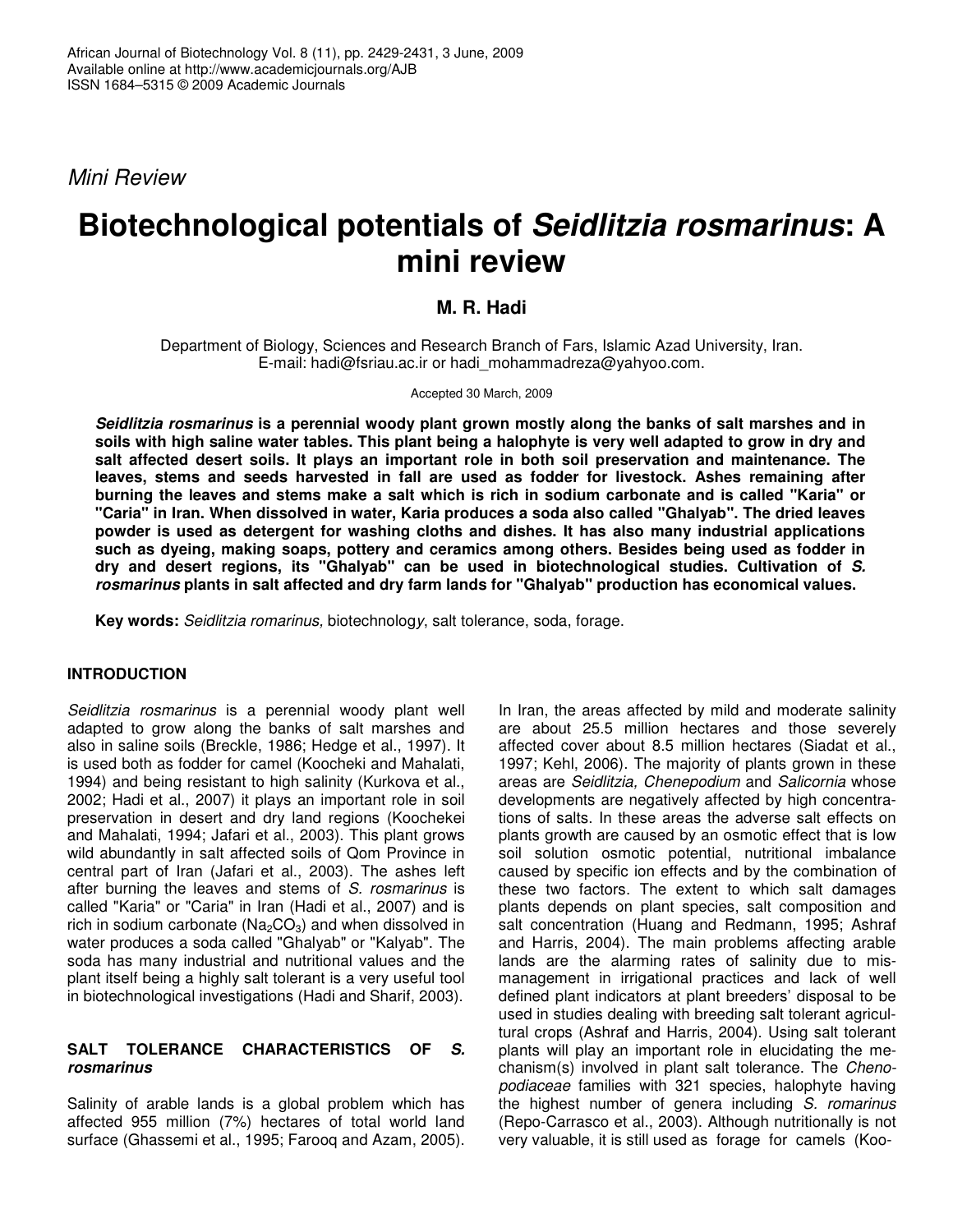*Mini Review*

# Biotechnological potentials of *Seidlitzia rosmarinus*: A mini review

**M. R. Hadi**

Department of Biology, Sciences and Research Branch of Fars, Islamic Azad University, Iran.
E-mail: hadi@fsriau.ac.ir or hadi_mohammadreza@yahyoo.com.

Accepted 30 March, 2009

***Seidlitzia rosmarinus*** **is a perennial woody plant grown mostly along the banks of salt marshes and in soils with high saline water tables. This plant being a halophyte is very well adapted to grow in dry and salt affected desert soils. It plays an important role in both soil preservation and maintenance. The leaves, stems and seeds harvested in fall are used as fodder for livestock. Ashes remaining after burning the leaves and stems make a salt which is rich in sodium carbonate and is called "Karia" or "Caria" in Iran. When dissolved in water, Karia produces a soda also called "Ghalyab". The dried leaves powder is used as detergent for washing cloths and dishes. It has also many industrial applications such as dyeing, making soaps, pottery and ceramics among others. Besides being used as fodder in dry and desert regions, its "Ghalyab" can be used in biotechnological studies. Cultivation of *S. rosmarinus* plants in salt affected and dry farm lands for "Ghalyab" production has economical values.**

**Key words:** *Seidlitzia romarinus,* biotechnology, salt tolerance, soda, forage.

## INTRODUCTION

*Seidlitzia rosmarinus* is a perennial woody plant well adapted to grow along the banks of salt marshes and also in saline soils (Breckle, 1986; Hedge et al., 1997). It is used both as fodder for camel (Koocheki and Mahalati, 1994) and being resistant to high salinity (Kurkova et al., 2002; Hadi et al., 2007) it plays an important role in soil preservation in desert and dry land regions (Koochekei and Mahalati, 1994; Jafari et al., 2003). This plant grows wild abundantly in salt affected soils of Qom Province in central part of Iran (Jafari et al., 2003). The ashes left after burning the leaves and stems of *S. rosmarinus* is called "Karia" or "Caria" in Iran (Hadi et al., 2007) and is rich in sodium carbonate ($Na_2CO_3$) and when dissolved in water produces a soda called "Ghalyab" or "Kalyab". The soda has many industrial and nutritional values and the plant itself being a highly salt tolerant is a very useful tool in biotechnological investigations (Hadi and Sharif, 2003).

## SALT TOLERANCE CHARACTERISTICS OF *S. rosmarinus*

Salinity of arable lands is a global problem which has affected 955 million (7%) hectares of total world land surface (Ghassemi et al., 1995; Farooq and Azam, 2005). In Iran, the areas affected by mild and moderate salinity are about 25.5 million hectares and those severely affected cover about 8.5 million hectares (Siadat et al., 1997; Kehl, 2006). The majority of plants grown in these areas are *Seidlitzia, Chenepodium* and *Salicornia* whose developments are negatively affected by high concentrations of salts. In these areas the adverse salt effects on plants growth are caused by an osmotic effect that is low soil solution osmotic potential, nutritional imbalance caused by specific ion effects and by the combination of these two factors. The extent to which salt damages plants depends on plant species, salt composition and salt concentration (Huang and Redmann, 1995; Ashraf and Harris, 2004). The main problems affecting arable lands are the alarming rates of salinity due to mismanagement in irrigational practices and lack of well defined plant indicators at plant breeders' disposal to be used in studies dealing with breeding salt tolerant agricultural crops (Ashraf and Harris, 2004). Using salt tolerant plants will play an important role in elucidating the mechanism(s) involved in plant salt tolerance. The *Chenopodiaceae* families with 321 species, halophyte having the highest number of genera including *S. romarinus* (Repo-Carrasco et al., 2003). Although nutritionally is not very valuable, it is still used as forage for camels (Koo-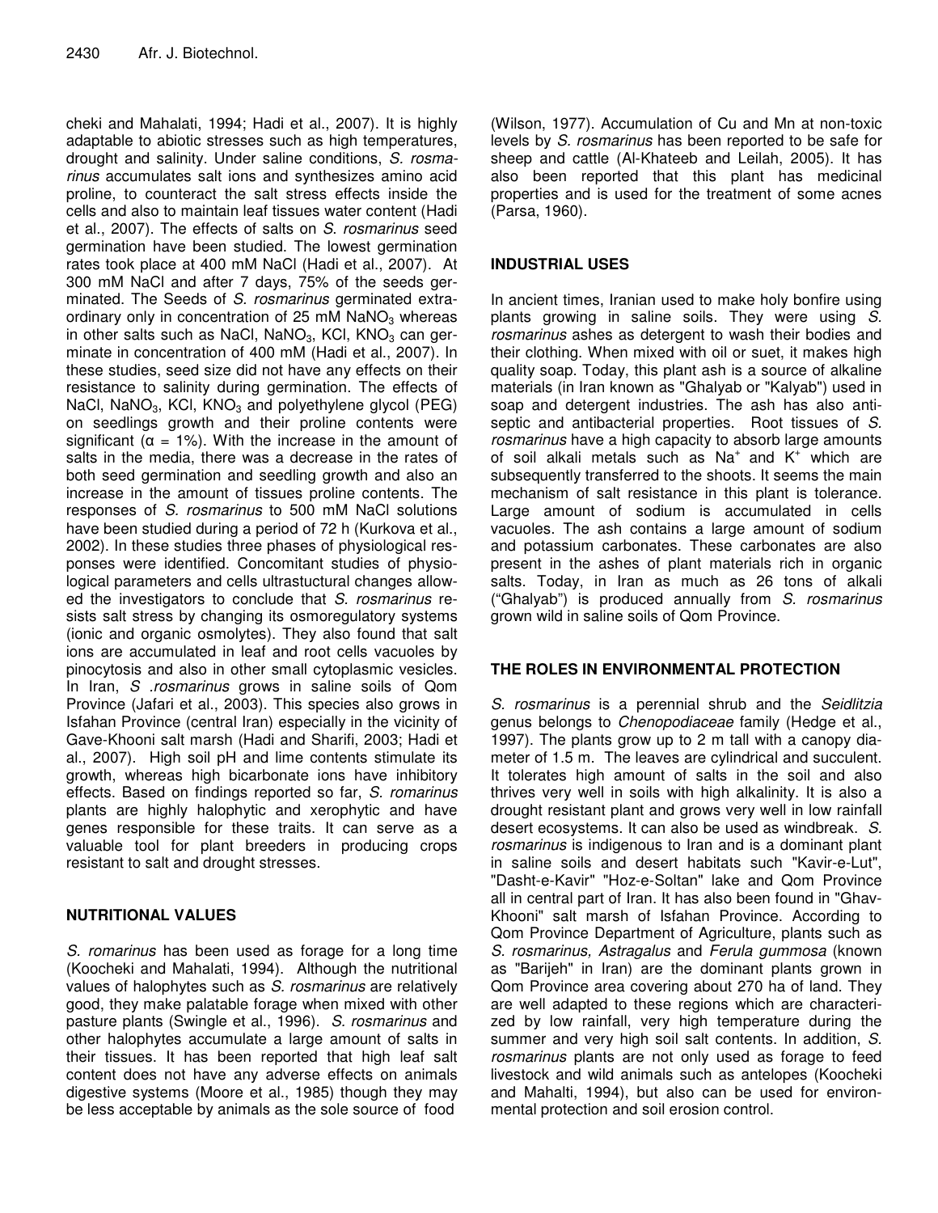cheki and Mahalati, 1994; Hadi et al., 2007). It is highly adaptable to abiotic stresses such as high temperatures, drought and salinity. Under saline conditions, *S. rosmarinus* accumulates salt ions and synthesizes amino acid proline, to counteract the salt stress effects inside the cells and also to maintain leaf tissues water content (Hadi et al., 2007). The effects of salts on *S. rosmarinus* seed germination have been studied. The lowest germination rates took place at 400 mM NaCl (Hadi et al., 2007). At 300 mM NaCl and after 7 days, 75% of the seeds germinated. The Seeds of *S. rosmarinus* germinated extraordinary only in concentration of 25 mM $NaNO_3$ whereas in other salts such as NaCl, $NaNO_3$, KCl, $KNO_3$ can germinate in concentration of 400 mM (Hadi et al., 2007). In these studies, seed size did not have any effects on their resistance to salinity during germination. The effects of NaCl, $NaNO_3$, KCl, $KNO_3$ and polyethylene glycol (PEG) on seedlings growth and their proline contents were significant ($\alpha$ = 1%). With the increase in the amount of salts in the media, there was a decrease in the rates of both seed germination and seedling growth and also an increase in the amount of tissues proline contents. The responses of *S. rosmarinus* to 500 mM NaCl solutions have been studied during a period of 72 h (Kurkova et al., 2002). In these studies three phases of physiological responses were identified. Concomitant studies of physiological parameters and cells ultrastuctural changes allowed the investigators to conclude that *S. rosmarinus* resists salt stress by changing its osmoregulatory systems (ionic and organic osmolytes). They also found that salt ions are accumulated in leaf and root cells vacuoles by pinocytosis and also in other small cytoplasmic vesicles. In Iran, *S .rosmarinus* grows in saline soils of Qom Province (Jafari et al., 2003). This species also grows in Isfahan Province (central Iran) especially in the vicinity of Gave-Khooni salt marsh (Hadi and Sharifi, 2003; Hadi et al., 2007). High soil pH and lime contents stimulate its growth, whereas high bicarbonate ions have inhibitory effects. Based on findings reported so far, *S. romarinus* plants are highly halophytic and xerophytic and have genes responsible for these traits. It can serve as a valuable tool for plant breeders in producing crops resistant to salt and drought stresses.

## NUTRITIONAL VALUES

*S. romarinus* has been used as forage for a long time (Koocheki and Mahalati, 1994). Although the nutritional values of halophytes such as *S. rosmarinus* are relatively good, they make palatable forage when mixed with other pasture plants (Swingle et al., 1996). *S. rosmarinus* and other halophytes accumulate a large amount of salts in their tissues. It has been reported that high leaf salt content does not have any adverse effects on animals digestive systems (Moore et al., 1985) though they may be less acceptable by animals as the sole source of food (Wilson, 1977). Accumulation of Cu and Mn at non-toxic levels by *S. rosmarinus* has been reported to be safe for sheep and cattle (Al-Khateeb and Leilah, 2005). It has also been reported that this plant has medicinal properties and is used for the treatment of some acnes (Parsa, 1960).

## INDUSTRIAL USES

In ancient times, Iranian used to make holy bonfire using plants growing in saline soils. They were using *S. rosmarinus* ashes as detergent to wash their bodies and their clothing. When mixed with oil or suet, it makes high quality soap. Today, this plant ash is a source of alkaline materials (in Iran known as "Ghalyab or "Kalyab") used in soap and detergent industries. The ash has also antiseptic and antibacterial properties. Root tissues of *S. rosmarinus* have a high capacity to absorb large amounts of soil alkali metals such as $Na^+$ and $K^+$ which are subsequently transferred to the shoots. It seems the main mechanism of salt resistance in this plant is tolerance. Large amount of sodium is accumulated in cells vacuoles. The ash contains a large amount of sodium and potassium carbonates. These carbonates are also present in the ashes of plant materials rich in organic salts. Today, in Iran as much as 26 tons of alkali ("Ghalyab") is produced annually from *S. rosmarinus* grown wild in saline soils of Qom Province.

## THE ROLES IN ENVIRONMENTAL PROTECTION

*S. rosmarinus* is a perennial shrub and the *Seidlitzia* genus belongs to *Chenopodiaceae* family (Hedge et al., 1997). The plants grow up to 2 m tall with a canopy diameter of 1.5 m. The leaves are cylindrical and succulent. It tolerates high amount of salts in the soil and also thrives very well in soils with high alkalinity. It is also a drought resistant plant and grows very well in low rainfall desert ecosystems. It can also be used as windbreak. *S. rosmarinus* is indigenous to Iran and is a dominant plant in saline soils and desert habitats such "Kavir-e-Lut", "Dasht-e-Kavir" "Hoz-e-Soltan" lake and Qom Province all in central part of Iran. It has also been found in "Ghav-Khooni" salt marsh of Isfahan Province. According to Qom Province Department of Agriculture, plants such as *S. rosmarinus, Astragalus* and *Ferula gummosa* (known as "Barijeh" in Iran) are the dominant plants grown in Qom Province area covering about 270 ha of land. They are well adapted to these regions which are characterized by low rainfall, very high temperature during the summer and very high soil salt contents. In addition, *S. rosmarinus* plants are not only used as forage to feed livestock and wild animals such as antelopes (Koocheki and Mahalti, 1994), but also can be used for environmental protection and soil erosion control.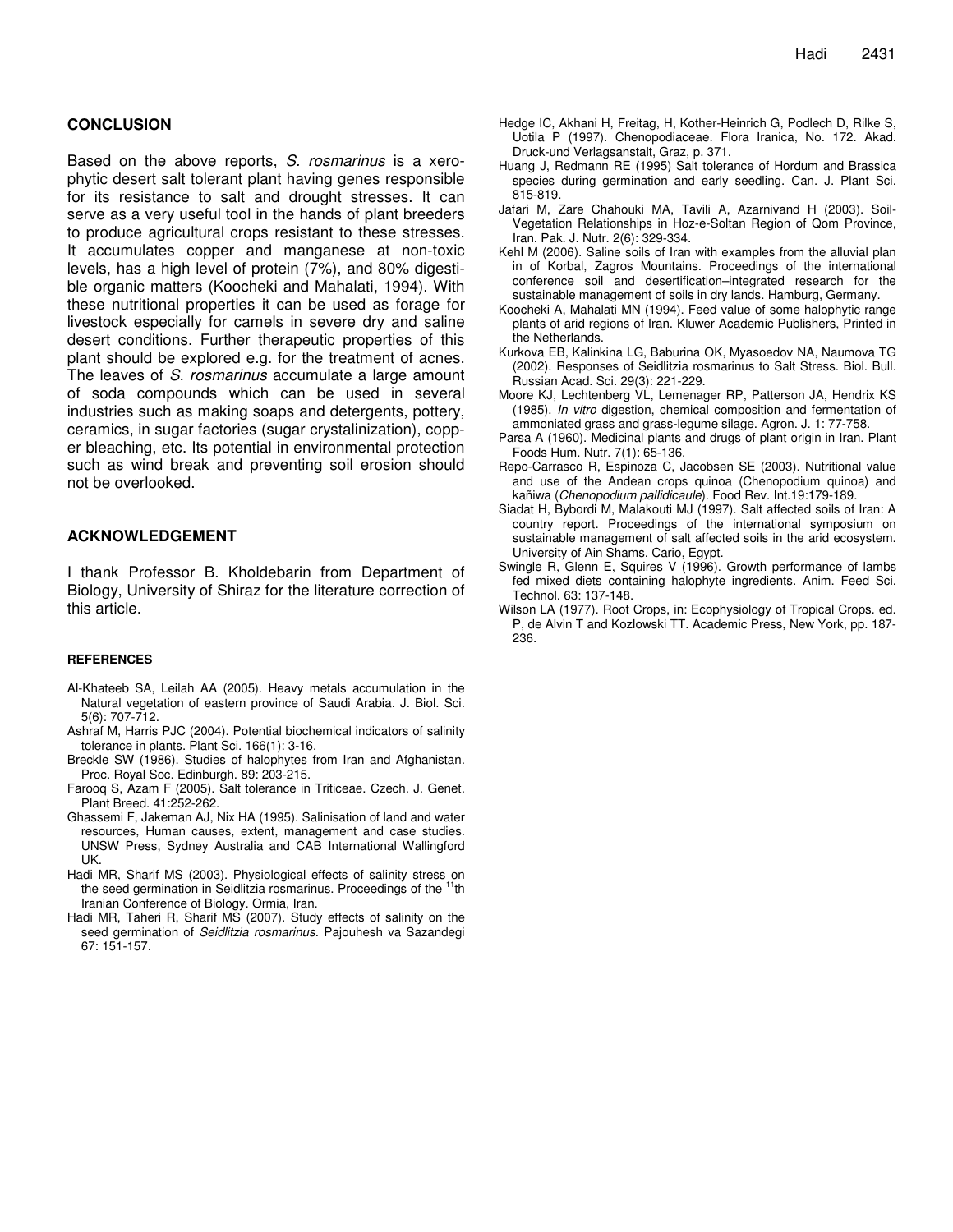## CONCLUSION

Based on the above reports, *S. rosmarinus* is a xerophytic desert salt tolerant plant having genes responsible for its resistance to salt and drought stresses. It can serve as a very useful tool in the hands of plant breeders to produce agricultural crops resistant to these stresses. It accumulates copper and manganese at non-toxic levels, has a high level of protein (7%), and 80% digestible organic matters (Koocheki and Mahalati, 1994). With these nutritional properties it can be used as forage for livestock especially for camels in severe dry and saline desert conditions. Further therapeutic properties of this plant should be explored e.g. for the treatment of acnes. The leaves of *S. rosmarinus* accumulate a large amount of soda compounds which can be used in several industries such as making soaps and detergents, pottery, ceramics, in sugar factories (sugar crystalinization), copper bleaching, etc. Its potential in environmental protection such as wind break and preventing soil erosion should not be overlooked.

## ACKNOWLEDGEMENT

I thank Professor B. Kholdebarin from Department of Biology, University of Shiraz for the literature correction of this article.

### REFERENCES

Al-Khateeb SA, Leilah AA (2005). Heavy metals accumulation in the Natural vegetation of eastern province of Saudi Arabia. J. Biol. Sci. 5(6): 707-712.

Ashraf M, Harris PJC (2004). Potential biochemical indicators of salinity tolerance in plants. Plant Sci. 166(1): 3-16.

Breckle SW (1986). Studies of halophytes from Iran and Afghanistan. Proc. Royal Soc. Edinburgh. 89: 203-215.

Farooq S, Azam F (2005). Salt tolerance in Triticeae. Czech. J. Genet. Plant Breed. 41:252-262.

Ghassemi F, Jakeman AJ, Nix HA (1995). Salinisation of land and water resources, Human causes, extent, management and case studies. UNSW Press, Sydney Australia and CAB International Wallingford UK.

Hadi MR, Sharif MS (2003). Physiological effects of salinity stress on the seed germination in Seidlitzia rosmarinus. Proceedings of the 11th Iranian Conference of Biology. Ormia, Iran.

Hadi MR, Taheri R, Sharif MS (2007). Study effects of salinity on the seed germination of *Seidlitzia rosmarinus*. Pajouhesh va Sazandegi 67: 151-157.

Hedge IC, Akhani H, Freitag, H, Kother-Heinrich G, Podlech D, Rilke S, Uotila P (1997). Chenopodiaceae. Flora Iranica, No. 172. Akad. Druck-und Verlagsanstalt, Graz, p. 371.

Huang J, Redmann RE (1995) Salt tolerance of Hordum and Brassica species during germination and early seedling. Can. J. Plant Sci. 815-819.

Jafari M, Zare Chahouki MA, Tavili A, Azarnivand H (2003). Soil-Vegetation Relationships in Hoz-e-Soltan Region of Qom Province, Iran. Pak. J. Nutr. 2(6): 329-334.

Kehl M (2006). Saline soils of Iran with examples from the alluvial plan in of Korbal, Zagros Mountains. Proceedings of the international conference soil and desertification–integrated research for the sustainable management of soils in dry lands. Hamburg, Germany.

Koocheki A, Mahalati MN (1994). Feed value of some halophytic range plants of arid regions of Iran. Kluwer Academic Publishers, Printed in the Netherlands.

Kurkova EB, Kalinkina LG, Baburina OK, Myasoedov NA, Naumova TG (2002). Responses of Seidlitzia rosmarinus to Salt Stress. Biol. Bull. Russian Acad. Sci. 29(3): 221-229.

Moore KJ, Lechtenberg VL, Lemenager RP, Patterson JA, Hendrix KS (1985). *In vitro* digestion, chemical composition and fermentation of ammoniated grass and grass-legume silage. Agron. J. 1: 77-758.

Parsa A (1960). Medicinal plants and drugs of plant origin in Iran. Plant Foods Hum. Nutr. 7(1): 65-136.

Repo-Carrasco R, Espinoza C, Jacobsen SE (2003). Nutritional value and use of the Andean crops quinoa (Chenopodium quinoa) and kañiwa (*Chenopodium pallidicaule*). Food Rev. Int.19:179-189.

Siadat H, Bybordi M, Malakouti MJ (1997). Salt affected soils of Iran: A country report. Proceedings of the international symposium on sustainable management of salt affected soils in the arid ecosystem. University of Ain Shams. Cario, Egypt.

Swingle R, Glenn E, Squires V (1996). Growth performance of lambs fed mixed diets containing halophyte ingredients. Anim. Feed Sci. Technol. 63: 137-148.

Wilson LA (1977). Root Crops, in: Ecophysiology of Tropical Crops. ed. P, de Alvin T and Kozlowski TT. Academic Press, New York, pp. 187-236.